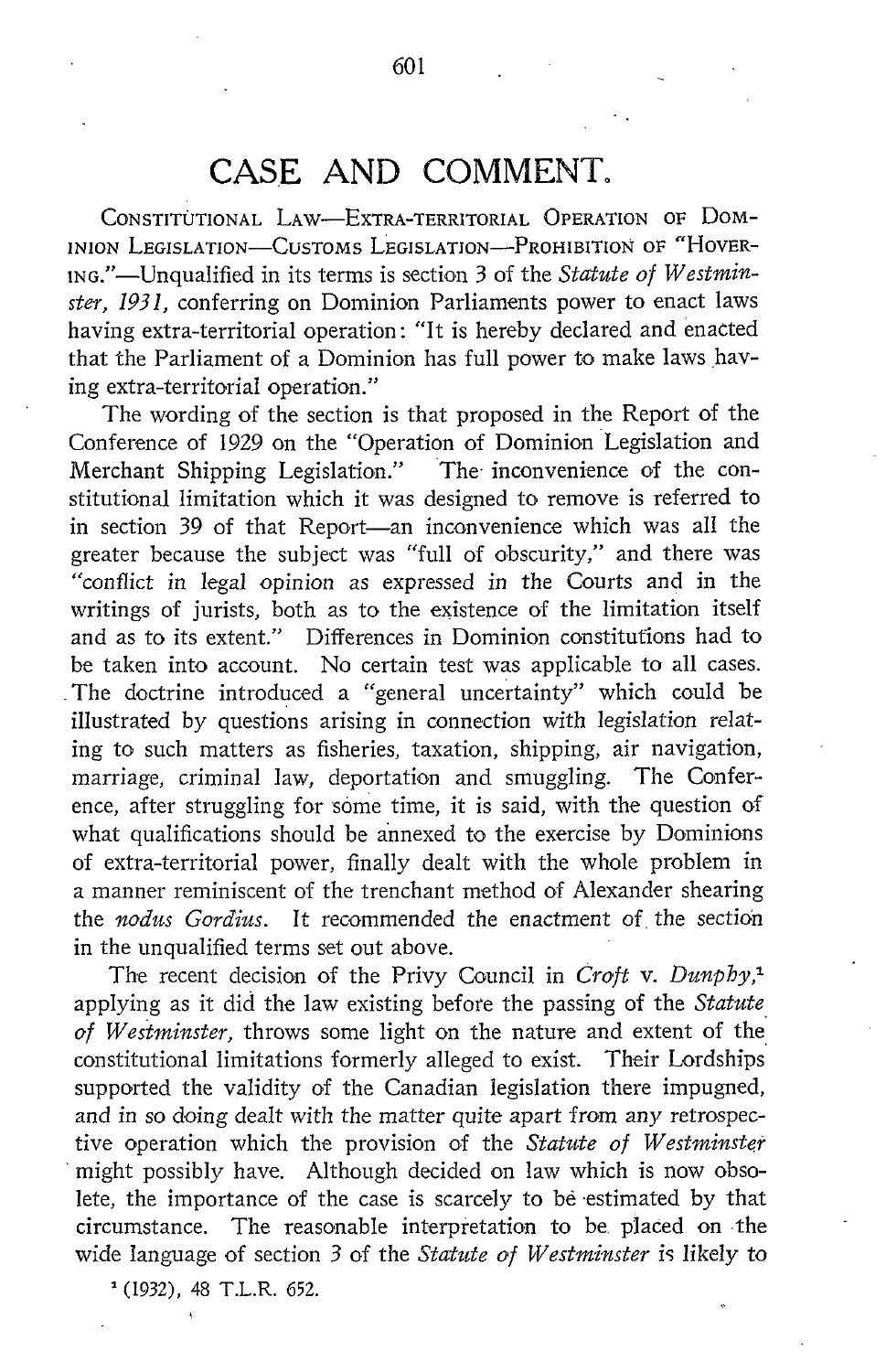# CASE AND COMMENT.

CONSTITUTIONAL LAW—EXTRA-TERRITORIAL OPERATION OF DOMINION LEGISLATION—CUSTOMS LEGISLATION—PROHIBITION OF "HOVERING."—Unqualified in its terms is section 3 of the *Statute of Westminster, 1931,* conferring on Dominion Parliaments power to enact laws having extra-territorial operation: "It is hereby declared and enacted that the Parliament of a Dominion has full power to make laws having extra-territorial operation."

The wording of the section is that proposed in the Report of the Conference of 1929 on the "Operation of Dominion Legislation and Merchant Shipping Legislation." The inconvenience of the constitutional limitation which it was designed to remove is referred to in section 39 of that Report—an inconvenience which was all the greater because the subject was "full of obscurity," and there was "conflict in legal opinion as expressed in the Courts and in the writings of jurists, both as to the existence of the limitation itself and as to its extent." Differences in Dominion constitutions had to be taken into account. No certain test was applicable to all cases. The doctrine introduced a "general uncertainty" which could be illustrated by questions arising in connection with legislation relating to such matters as fisheries, taxation, shipping, air navigation, marriage, criminal law, deportation and smuggling. The Conference, after struggling for some time, it is said, with the question of what qualifications should be annexed to the exercise by Dominions of extra-territorial power, finally dealt with the whole problem in a manner reminiscent of the trenchant method of Alexander shearing the *nodus Gordius.* It recommended the enactment of the section in the unqualified terms set out above.

The recent decision of the Privy Council in *Croft* v. *Dunphy,*[1] applying as it did the law existing before the passing of the *Statute of Westminster,* throws some light on the nature and extent of the constitutional limitations formerly alleged to exist. Their Lordships supported the validity of the Canadian legislation there impugned, and in so doing dealt with the matter quite apart from any retrospective operation which the provision of the *Statute of Westminster* might possibly have. Although decided on law which is now obsolete, the importance of the case is scarcely to be estimated by that circumstance. The reasonable interpretation to be placed on the wide language of section 3 of the *Statute of Westminster* is likely to

[1] (1932), 48 T.L.R. 652.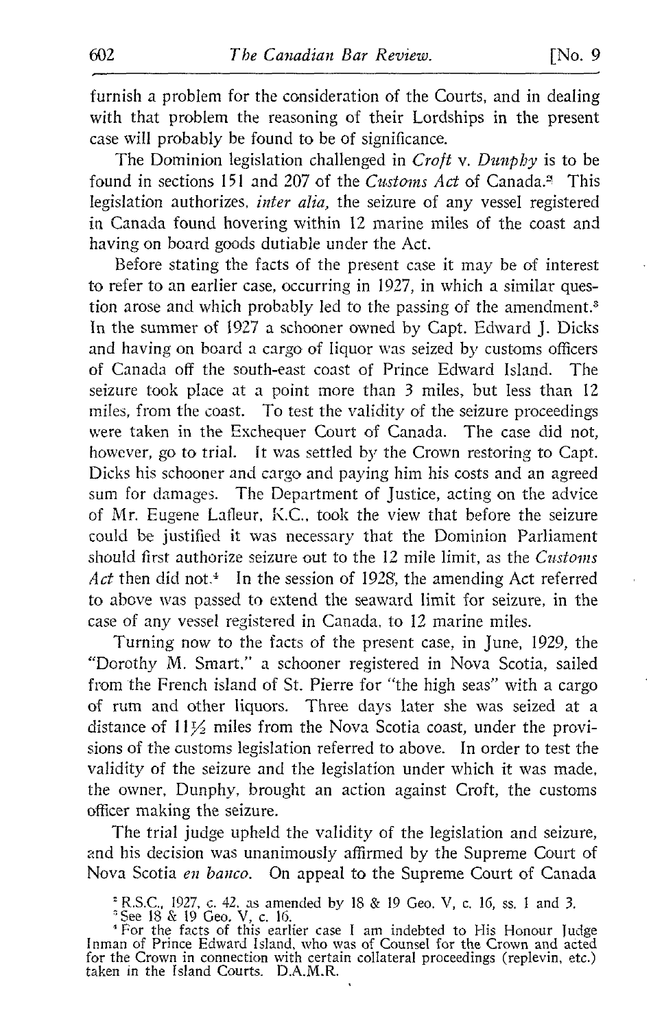furnish a problem for the consideration of the Courts, and in dealing with that problem the reasoning of their Lordships in the present case will probably be found to be of significance.

The Dominion legislation challenged in *Croft* v. *Dunphy* is to be found in sections 151 and 207 of the *Customs Act* of Canada.[2] This legislation authorizes, *inter alia*, the seizure of any vessel registered in Canada found hovering within 12 marine miles of the coast and having on board goods dutiable under the Act.

Before stating the facts of the present case it may be of interest to refer to an earlier case, occurring in 1927, in which a similar question arose and which probably led to the passing of the amendment.[3] In the summer of 1927 a schooner owned by Capt. Edward J. Dicks and having on board a cargo of liquor was seized by customs officers of Canada off the south-east coast of Prince Edward Island. The seizure took place at a point more than 3 miles, but less than 12 miles, from the coast. To test the validity of the seizure proceedings were taken in the Exchequer Court of Canada. The case did not, however, go to trial. It was settled by the Crown restoring to Capt. Dicks his schooner and cargo and paying him his costs and an agreed sum for damages. The Department of Justice, acting on the advice of Mr. Eugene Lafleur, K.C., took the view that before the seizure could be justified it was necessary that the Dominion Parliament should first authorize seizure out to the 12 mile limit, as the *Customs Act* then did not.[4] In the session of 1928, the amending Act referred to above was passed to extend the seaward limit for seizure, in the case of any vessel registered in Canada, to 12 marine miles.

Turning now to the facts of the present case, in June, 1929, the "Dorothy M. Smart," a schooner registered in Nova Scotia, sailed from the French island of St. Pierre for "the high seas" with a cargo of rum and other liquors. Three days later she was seized at a distance of 11½ miles from the Nova Scotia coast, under the provisions of the customs legislation referred to above. In order to test the validity of the seizure and the legislation under which it was made, the owner, Dunphy, brought an action against Croft, the customs officer making the seizure.

The trial judge upheld the validity of the legislation and seizure, and his decision was unanimously affirmed by the Supreme Court of Nova Scotia *en banco*. On appeal to the Supreme Court of Canada

[2] R.S.C., 1927, c. 42, as amended by 18 & 19 Geo. V, c. 16, ss. 1 and 3.

[3] See 18 & 19 Geo. V, c. 16.

[4] For the facts of this earlier case I am indebted to His Honour Judge Inman of Prince Edward Island, who was of Counsel for the Crown and acted for the Crown in connection with certain collateral proceedings (replevin, etc.) taken in the Island Courts. D.A.M.R.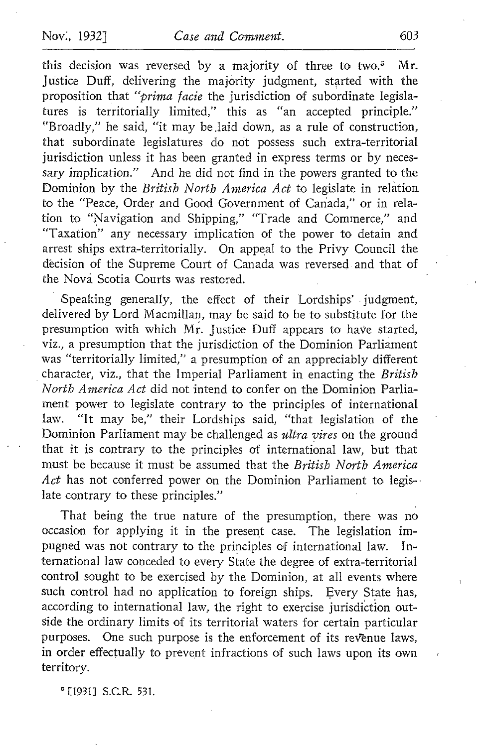this decision was reversed by a majority of three to two.[5] Mr. Justice Duff, delivering the majority judgment, started with the proposition that "*prima facie* the jurisdiction of subordinate legislatures is territorially limited," this as "an accepted principle." "Broadly," he said, "it may be laid down, as a rule of construction, that subordinate legislatures do not possess such extra-territorial jurisdiction unless it has been granted in express terms or by necessary implication." And he did not find in the powers granted to the Dominion by the *British North America Act* to legislate in relation to the "Peace, Order and Good Government of Canada," or in relation to "Navigation and Shipping," "Trade and Commerce," and "Taxation" any necessary implication of the power to detain and arrest ships extra-territorially. On appeal to the Privy Council the decision of the Supreme Court of Canada was reversed and that of the Nova Scotia Courts was restored.

Speaking generally, the effect of their Lordships' judgment, delivered by Lord Macmillan, may be said to be to substitute for the presumption with which Mr. Justice Duff appears to have started, viz., a presumption that the jurisdiction of the Dominion Parliament was "territorially limited," a presumption of an appreciably different character, viz., that the Imperial Parliament in enacting the *British North America Act* did not intend to confer on the Dominion Parliament power to legislate contrary to the principles of international law. "It may be," their Lordships said, "that legislation of the Dominion Parliament may be challenged as *ultra vires* on the ground that it is contrary to the principles of international law, but that must be because it must be assumed that the *British North America Act* has not conferred power on the Dominion Parliament to legislate contrary to these principles."

That being the true nature of the presumption, there was no occasion for applying it in the present case. The legislation impugned was not contrary to the principles of international law. International law conceded to every State the degree of extra-territorial control sought to be exercised by the Dominion, at all events where such control had no application to foreign ships. Every State has, according to international law, the right to exercise jurisdiction outside the ordinary limits of its territorial waters for certain particular purposes. One such purpose is the enforcement of its revenue laws, in order effectually to prevent infractions of such laws upon its own territory.

[5] [1931] S.C.R. 531.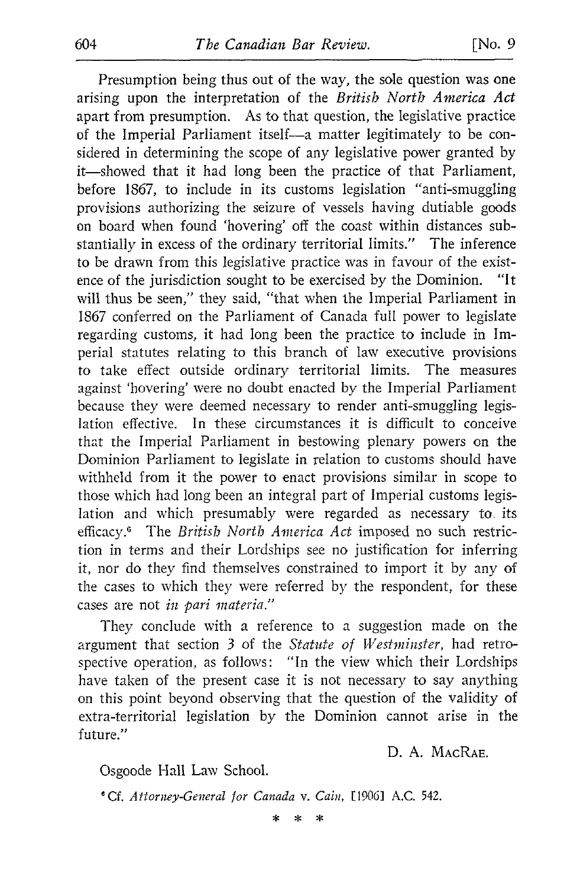Presumption being thus out of the way, the sole question was one arising upon the interpretation of the *British North America Act* apart from presumption. As to that question, the legislative practice of the Imperial Parliament itself—a matter legitimately to be considered in determining the scope of any legislative power granted by it—showed that it had long been the practice of that Parliament, before 1867, to include in its customs legislation "anti-smuggling provisions authorizing the seizure of vessels having dutiable goods on board when found 'hovering' off the coast within distances substantially in excess of the ordinary territorial limits." The inference to be drawn from this legislative practice was in favour of the existence of the jurisdiction sought to be exercised by the Dominion. "It will thus be seen," they said, "that when the Imperial Parliament in 1867 conferred on the Parliament of Canada full power to legislate regarding customs, it had long been the practice to include in Imperial statutes relating to this branch of law executive provisions to take effect outside ordinary territorial limits. The measures against 'hovering' were no doubt enacted by the Imperial Parliament because they were deemed necessary to render anti-smuggling legislation effective. In these circumstances it is difficult to conceive that the Imperial Parliament in bestowing plenary powers on the Dominion Parliament to legislate in relation to customs should have withheld from it the power to enact provisions similar in scope to those which had long been an integral part of Imperial customs legislation and which presumably were regarded as necessary to its efficacy.[6] The *British North America Act* imposed no such restriction in terms and their Lordships see no justification for inferring it, nor do they find themselves constrained to import it by any of the cases to which they were referred by the respondent, for these cases are not *in pari materia*."

They conclude with a reference to a suggestion made on the argument that section 3 of the *Statute of Westminster*, had retrospective operation, as follows: "In the view which their Lordships have taken of the present case it is not necessary to say anything on this point beyond observing that the question of the validity of extra-territorial legislation by the Dominion cannot arise in the future."

D. A. MacRae.

Osgoode Hall Law School.

[6] Cf. *Attorney-General for Canada* v. *Cain*, [1906] A.C. 542.

\* \* \*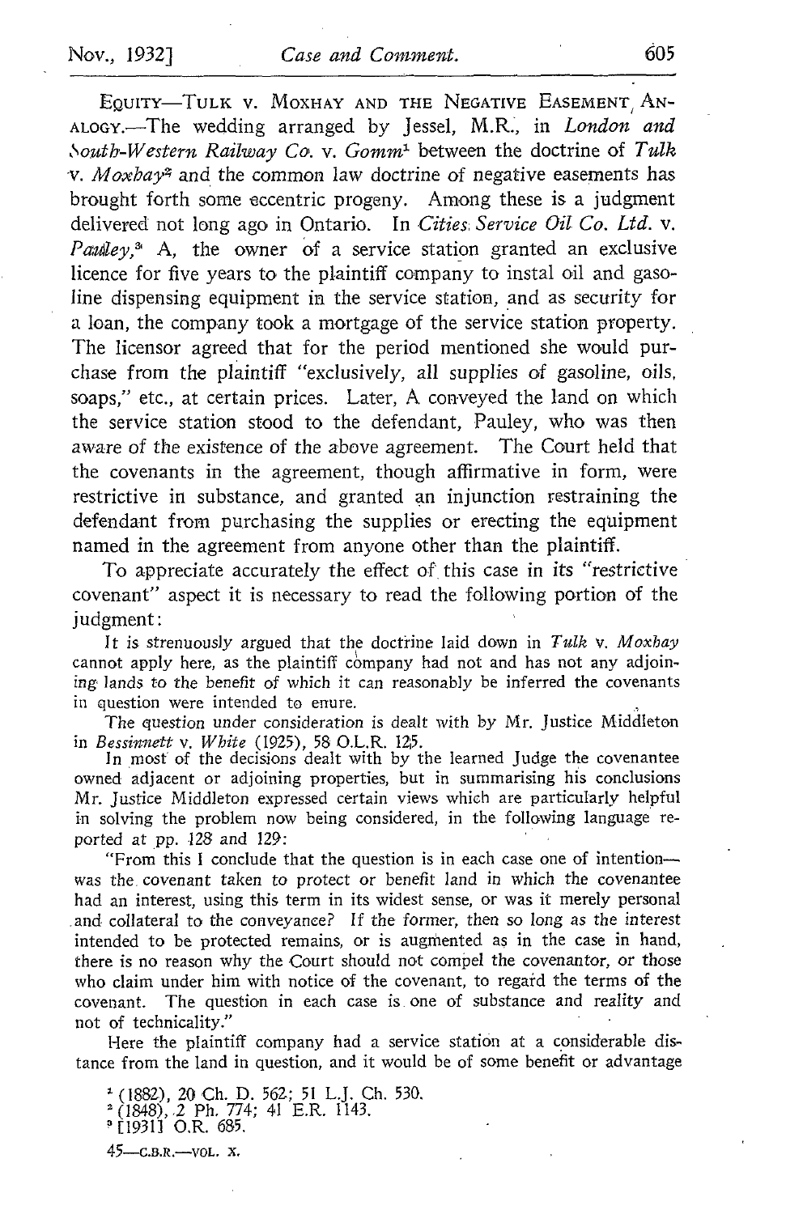EQUITY—TULK v. MOXHAY AND THE NEGATIVE EASEMENT ANALOGY.—The wedding arranged by Jessel, M.R., in *London and South-Western Railway Co.* v. *Gomm*[1] between the doctrine of *Tulk* v. *Moxhay*[2] and the common law doctrine of negative easements has brought forth some eccentric progeny. Among these is a judgment delivered not long ago in Ontario. In *Cities Service Oil Co. Ltd.* v. *Pauley*,[3] A, the owner of a service station granted an exclusive licence for five years to the plaintiff company to instal oil and gasoline dispensing equipment in the service station, and as security for a loan, the company took a mortgage of the service station property. The licensor agreed that for the period mentioned she would purchase from the plaintiff "exclusively, all supplies of gasoline, oils, soaps," etc., at certain prices. Later, A conveyed the land on which the service station stood to the defendant, Pauley, who was then aware of the existence of the above agreement. The Court held that the covenants in the agreement, though affirmative in form, were restrictive in substance, and granted an injunction restraining the defendant from purchasing the supplies or erecting the equipment named in the agreement from anyone other than the plaintiff.

To appreciate accurately the effect of this case in its "restrictive covenant" aspect it is necessary to read the following portion of the judgment:

> It is strenuously argued that the doctrine laid down in *Tulk* v. *Moxhay* cannot apply here, as the plaintiff company had not and has not any adjoining lands to the benefit of which it can reasonably be inferred the covenants in question were intended to enure.
>
> The question under consideration is dealt with by Mr. Justice Middleton in *Bessinnett* v. *White* (1925), 58 O.L.R. 125.
>
> In most of the decisions dealt with by the learned Judge the covenantee owned adjacent or adjoining properties, but in summarising his conclusions Mr. Justice Middleton expressed certain views which are particularly helpful in solving the problem now being considered, in the following language reported at pp. 128 and 129:
>
> "From this I conclude that the question is in each case one of intention—was the covenant taken to protect or benefit land in which the covenantee had an interest, using this term in its widest sense, or was it merely personal and collateral to the conveyance? If the former, then so long as the interest intended to be protected remains, or is augmented as in the case in hand, there is no reason why the Court should not compel the covenantor, or those who claim under him with notice of the covenant, to regard the terms of the covenant. The question in each case is one of substance and reality and not of technicality."
>
> Here the plaintiff company had a service station at a considerable distance from the land in question, and it would be of some benefit or advantage

[1] (1882), 20 Ch. D. 562; 51 L.J. Ch. 530.
[2] (1848), 2 Ph. 774; 41 E.R. 1143.
[3] [1931] O.R. 685.

45—C.B.R.—VOL. X.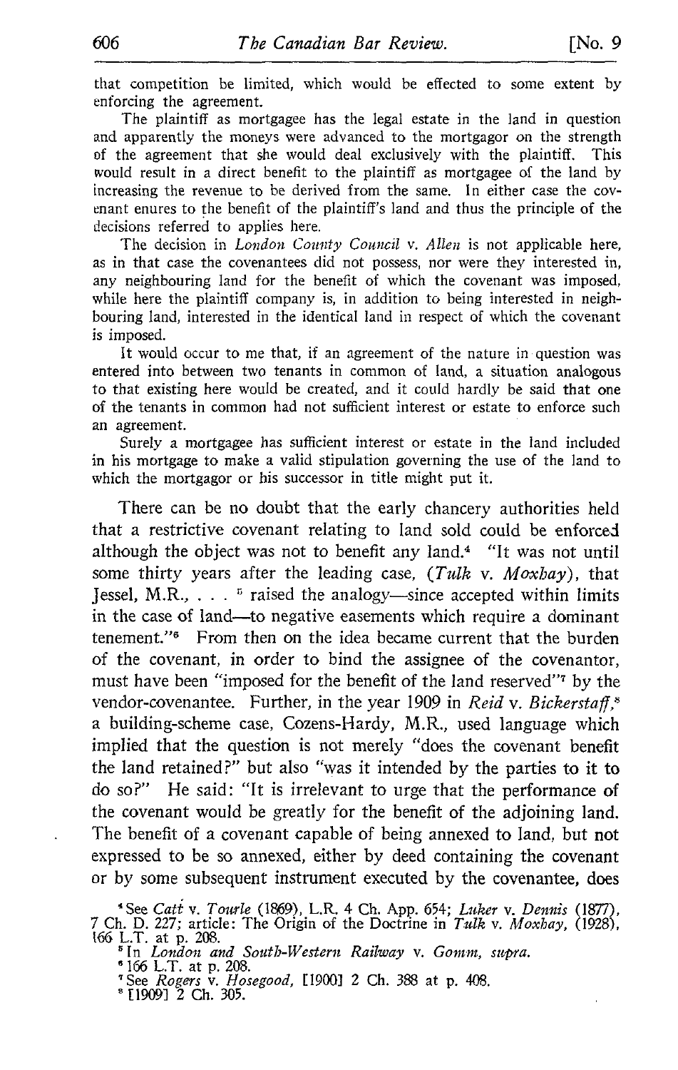that competition be limited, which would be effected to some extent by enforcing the agreement.

The plaintiff as mortgagee has the legal estate in the land in question and apparently the moneys were advanced to the mortgagor on the strength of the agreement that she would deal exclusively with the plaintiff. This would result in a direct benefit to the plaintiff as mortgagee of the land by increasing the revenue to be derived from the same. In either case the covenant enures to the benefit of the plaintiff's land and thus the principle of the decisions referred to applies here.

The decision in *London County Council* v. *Allen* is not applicable here, as in that case the covenantees did not possess, nor were they interested in, any neighbouring land for the benefit of which the covenant was imposed, while here the plaintiff company is, in addition to being interested in neighbouring land, interested in the identical land in respect of which the covenant is imposed.

It would occur to me that, if an agreement of the nature in question was entered into between two tenants in common of land, a situation analogous to that existing here would be created, and it could hardly be said that one of the tenants in common had not sufficient interest or estate to enforce such an agreement.

Surely a mortgagee has sufficient interest or estate in the land included in his mortgage to make a valid stipulation governing the use of the land to which the mortgagor or his successor in title might put it.

There can be no doubt that the early chancery authorities held that a restrictive covenant relating to land sold could be enforced although the object was not to benefit any land.[4] "It was not until some thirty years after the leading case, (*Tulk* v. *Moxhay*), that Jessel, M.R., . . . [5] raised the analogy—since accepted within limits in the case of land—to negative easements which require a dominant tenement."[6] From then on the idea became current that the burden of the covenant, in order to bind the assignee of the covenantor, must have been "imposed for the benefit of the land reserved"[7] by the vendor-covenantee. Further, in the year 1909 in *Reid* v. *Bickerstaff*,[8] a building-scheme case, Cozens-Hardy, M.R., used language which implied that the question is not merely "does the covenant benefit the land retained?" but also "was it intended by the parties to it to do so?" He said: "It is irrelevant to urge that the performance of the covenant would be greatly for the benefit of the adjoining land. The benefit of a covenant capable of being annexed to land, but not expressed to be so annexed, either by deed containing the covenant or by some subsequent instrument executed by the covenantee, does

[4] See *Catt* v. *Tourle* (1869), L.R. 4 Ch. App. 654; *Luker* v. *Dennis* (1877), 7 Ch. D. 227; article: The Origin of the Doctrine in *Tulk* v. *Moxhay*, (1928), 166 L.T. at p. 208.

[5] In *London and South-Western Railway* v. *Gomm*, *supra*.

[6] 166 L.T. at p. 208.

[7] See *Rogers* v. *Hosegood*, [1900] 2 Ch. 388 at p. 408.

[8] [1909] 2 Ch. 305.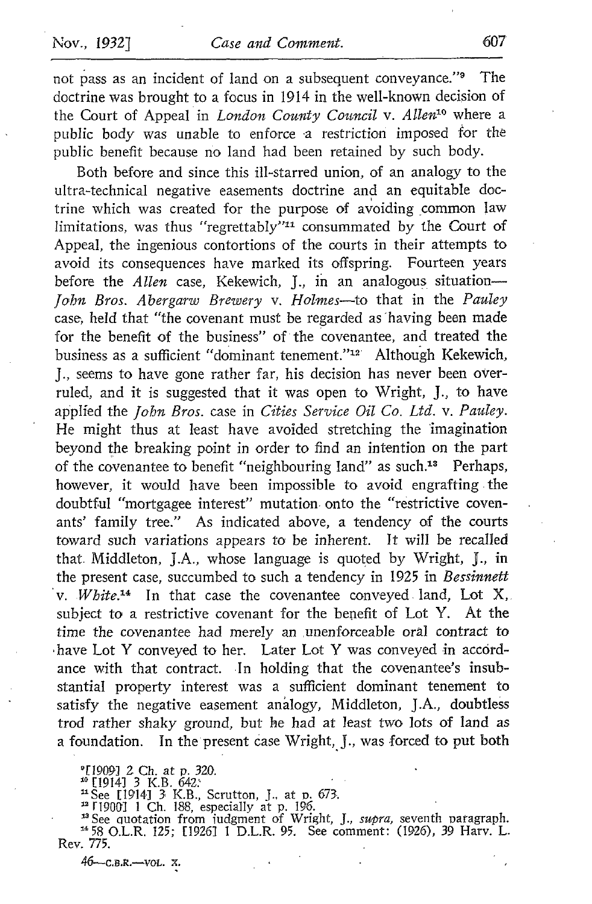not pass as an incident of land on a subsequent conveyance."[9] The doctrine was brought to a focus in 1914 in the well-known decision of the Court of Appeal in *London County Council* v. *Allen*[10] where a public body was unable to enforce a restriction imposed for the public benefit because no land had been retained by such body.

Both before and since this ill-starred union, of an analogy to the ultra-technical negative easements doctrine and an equitable doctrine which was created for the purpose of avoiding common law limitations, was thus "regrettably"[11] consummated by the Court of Appeal, the ingenious contortions of the courts in their attempts to avoid its consequences have marked its offspring. Fourteen years before the *Allen* case, Kekewich, J., in an analogous situation—*John Bros. Abergarw Brewery* v. *Holmes*—to that in the *Pauley* case, held that "the covenant must be regarded as having been made for the benefit of the business" of the covenantee, and treated the business as a sufficient "dominant tenement."[12] Although Kekewich, J., seems to have gone rather far, his decision has never been overruled, and it is suggested that it was open to Wright, J., to have applied the *John Bros.* case in *Cities Service Oil Co. Ltd.* v. *Pauley*. He might thus at least have avoided stretching the imagination beyond the breaking point in order to find an intention on the part of the covenantee to benefit "neighbouring land" as such.[13] Perhaps, however, it would have been impossible to avoid engrafting the doubtful "mortgagee interest" mutation onto the "restrictive covenants' family tree." As indicated above, a tendency of the courts toward such variations appears to be inherent. It will be recalled that Middleton, J.A., whose language is quoted by Wright, J., in the present case, succumbed to such a tendency in 1925 in *Bessinnett* v. *White*.[14] In that case the covenantee conveyed land, Lot X, subject to a restrictive covenant for the benefit of Lot Y. At the time the covenantee had merely an unenforceable oral contract to have Lot Y conveyed to her. Later Lot Y was conveyed in accordance with that contract. In holding that the covenantee's insubstantial property interest was a sufficient dominant tenement to satisfy the negative easement analogy, Middleton, J.A., doubtless trod rather shaky ground, but he had at least two lots of land as a foundation. In the present case Wright, J., was forced to put both

[9] [1909] 2 Ch. at p. 320.
[10] [1914] 3 K.B. 642.
[11] See [1914] 3 K.B., Scrutton, J., at p. 673.
[12] [1900] 1 Ch. 188, especially at p. 196.
[13] See quotation from judgment of Wright, J., *supra*, seventh paragraph.
[14] 58 O.L.R. 125; [1926] 1 D.L.R. 95. See comment: (1926), 39 Harv. L. Rev. 775.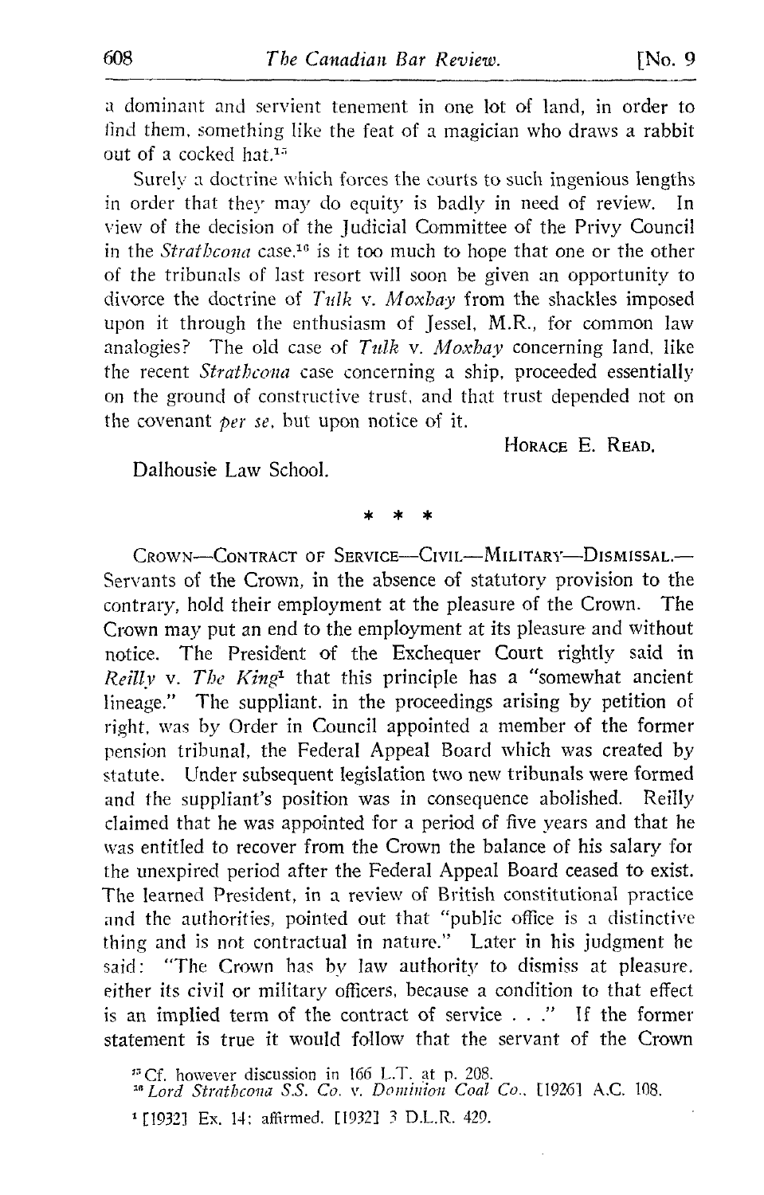a dominant and servient tenement in one lot of land, in order to find them, something like the feat of a magician who draws a rabbit out of a cocked hat.[15]

Surely a doctrine which forces the courts to such ingenious lengths in order that they may do equity is badly in need of review. In view of the decision of the Judicial Committee of the Privy Council in the *Strathcona* case,[16] is it too much to hope that one or the other of the tribunals of last resort will soon be given an opportunity to divorce the doctrine of *Tulk* v. *Moxhay* from the shackles imposed upon it through the enthusiasm of Jessel, M.R., for common law analogies? The old case of *Tulk* v. *Moxhay* concerning land, like the recent *Strathcona* case concerning a ship, proceeded essentially on the ground of constructive trust, and that trust depended not on the covenant *per se*, but upon notice of it.

HORACE E. READ.

Dalhousie Law School.

\* \* \*

CROWN—CONTRACT OF SERVICE—CIVIL—MILITARY—DISMISSAL.—Servants of the Crown, in the absence of statutory provision to the contrary, hold their employment at the pleasure of the Crown. The Crown may put an end to the employment at its pleasure and without notice. The President of the Exchequer Court rightly said in *Reilly* v. *The King*[1] that this principle has a "somewhat ancient lineage." The suppliant, in the proceedings arising by petition of right, was by Order in Council appointed a member of the former pension tribunal, the Federal Appeal Board which was created by statute. Under subsequent legislation two new tribunals were formed and the suppliant's position was in consequence abolished. Reilly claimed that he was appointed for a period of five years and that he was entitled to recover from the Crown the balance of his salary for the unexpired period after the Federal Appeal Board ceased to exist. The learned President, in a review of British constitutional practice and the authorities, pointed out that "public office is a distinctive thing and is not contractual in nature." Later in his judgment he said: "The Crown has by law authority to dismiss at pleasure, either its civil or military officers, because a condition to that effect is an implied term of the contract of service . . ." If the former statement is true it would follow that the servant of the Crown

[15] Cf. however discussion in 166 L.T. at p. 208.

[16] *Lord Strathcona S.S. Co.* v. *Dominion Coal Co.*, [1926] A.C. 108.

[1] [1932] Ex. 14; affirmed, [1932] 3 D.L.R. 429.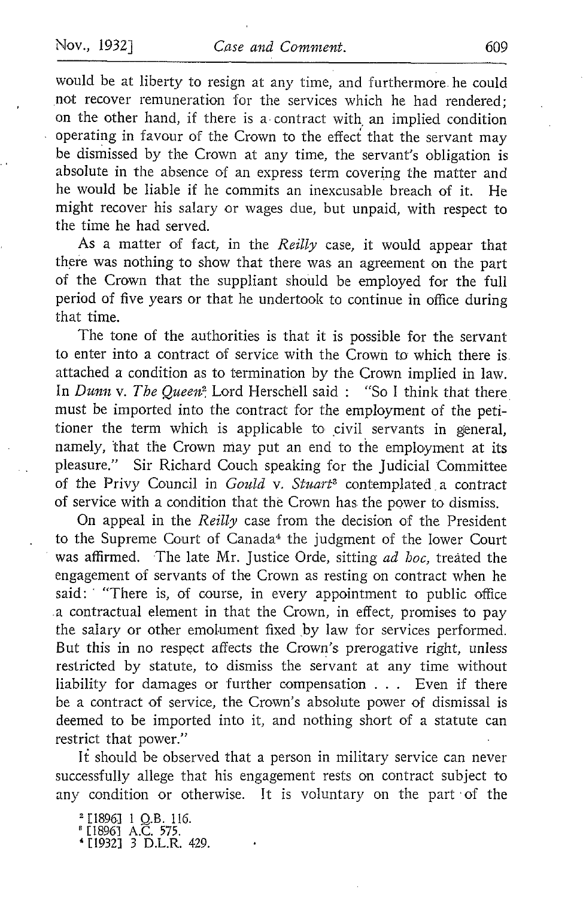would be at liberty to resign at any time, and furthermore he could not recover remuneration for the services which he had rendered; on the other hand, if there is a contract with an implied condition operating in favour of the Crown to the effect that the servant may be dismissed by the Crown at any time, the servant's obligation is absolute in the absence of an express term covering the matter and he would be liable if he commits an inexcusable breach of it. He might recover his salary or wages due, but unpaid, with respect to the time he had served.

As a matter of fact, in the *Reilly* case, it would appear that there was nothing to show that there was an agreement on the part of the Crown that the suppliant should be employed for the full period of five years or that he undertook to continue in office during that time.

The tone of the authorities is that it is possible for the servant to enter into a contract of service with the Crown to which there is attached a condition as to termination by the Crown implied in law. In *Dunn* v. *The Queen*[2] Lord Herschell said : "So I think that there must be imported into the contract for the employment of the petitioner the term which is applicable to civil servants in general, namely, that the Crown may put an end to the employment at its pleasure." Sir Richard Couch speaking for the Judicial Committee of the Privy Council in *Gould* v. *Stuart*[3] contemplated a contract of service with a condition that the Crown has the power to dismiss.

On appeal in the *Reilly* case from the decision of the President to the Supreme Court of Canada[4] the judgment of the lower Court was affirmed. The late Mr. Justice Orde, sitting *ad hoc*, treated the engagement of servants of the Crown as resting on contract when he said: "There is, of course, in every appointment to public office a contractual element in that the Crown, in effect, promises to pay the salary or other emolument fixed by law for services performed. But this in no respect affects the Crown's prerogative right, unless restricted by statute, to dismiss the servant at any time without liability for damages or further compensation . . . Even if there be a contract of service, the Crown's absolute power of dismissal is deemed to be imported into it, and nothing short of a statute can restrict that power."

It should be observed that a person in military service can never successfully allege that his engagement rests on contract subject to any condition or otherwise. It is voluntary on the part of the

[2] [1896] 1 Q.B. 116.
[3] [1896] A.C. 575.
[4] [1932] 3 D.L.R. 429.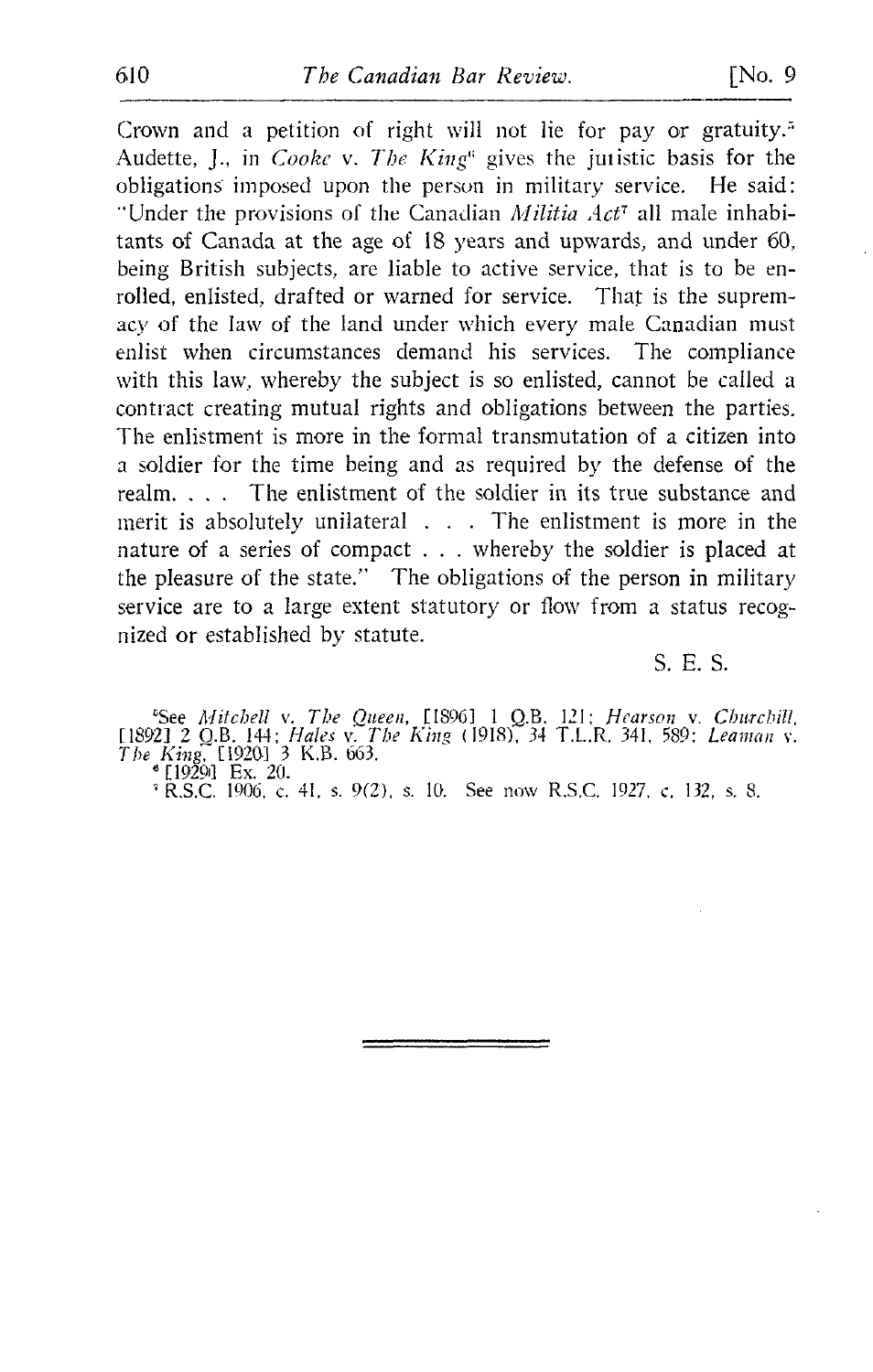Crown and a petition of right will not lie for pay or gratuity.[5] Audette, J., in *Cooke* v. *The King*[6] gives the juristic basis for the obligations imposed upon the person in military service. He said: "Under the provisions of the Canadian *Militia Act*[7] all male inhabitants of Canada at the age of 18 years and upwards, and under 60, being British subjects, are liable to active service, that is to be enrolled, enlisted, drafted or warned for service. That is the supremacy of the law of the land under which every male Canadian must enlist when circumstances demand his services. The compliance with this law, whereby the subject is so enlisted, cannot be called a contract creating mutual rights and obligations between the parties. The enlistment is more in the formal transmutation of a citizen into a soldier for the time being and as required by the defense of the realm. . . . The enlistment of the soldier in its true substance and merit is absolutely unilateral . . . The enlistment is more in the nature of a series of compact . . . whereby the soldier is placed at the pleasure of the state." The obligations of the person in military service are to a large extent statutory or flow from a status recognized or established by statute.

S. E. S.

[5] See *Mitchell* v. *The Queen*, [1896] 1 Q.B. 121; *Hearson* v. *Churchill*, [1892] 2 Q.B. 144; *Hales* v. *The King* (1918), 34 T.L.R. 341, 589; *Leaman* v. *The King*, [1920] 3 K.B. 663.

[6] [1929] Ex. 20.

[7] R.S.C. 1906, c. 41, s. 9(2), s. 10. See now R.S.C. 1927, c. 132, s. 8.